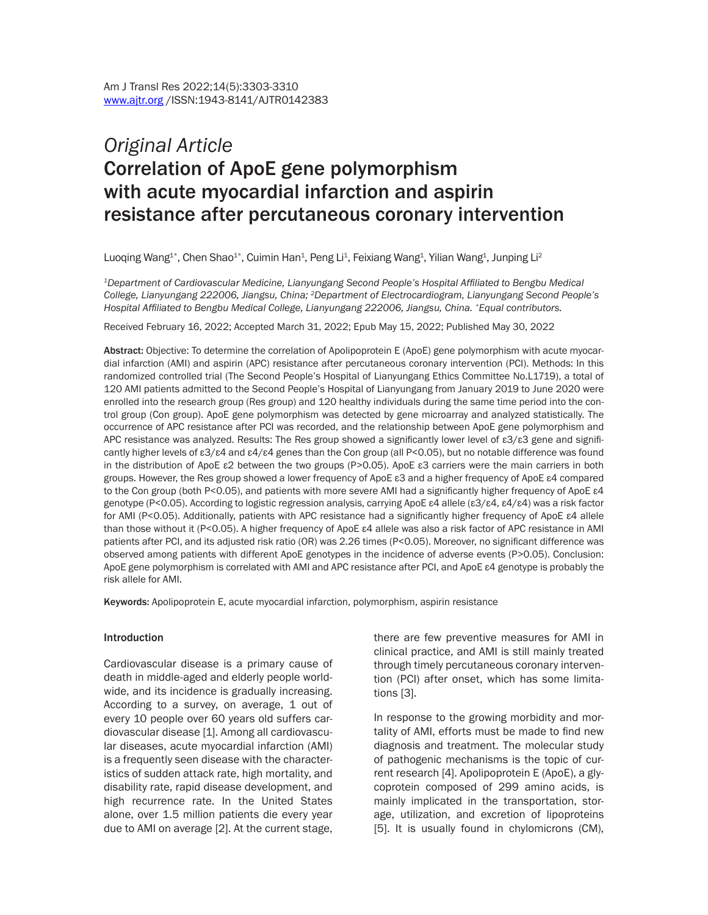# *Original Article*
# Correlation of ApoE gene polymorphism with acute myocardial infarction and aspirin resistance after percutaneous coronary intervention

Luoqing Wang[1*], Chen Shao[1*], Cuimin Han[1], Peng Li[1], Feixiang Wang[1], Yilian Wang[1], Junping Li[2]

[1]*Department of Cardiovascular Medicine, Lianyungang Second People's Hospital Affiliated to Bengbu Medical College, Lianyungang 222006, Jiangsu, China;* [2]*Department of Electrocardiogram, Lianyungang Second People's Hospital Affiliated to Bengbu Medical College, Lianyungang 222006, Jiangsu, China.* [*]*Equal contributors.*

Received February 16, 2022; Accepted March 31, 2022; Epub May 15, 2022; Published May 30, 2022

**Abstract:** Objective: To determine the correlation of Apolipoprotein E (ApoE) gene polymorphism with acute myocardial infarction (AMI) and aspirin (APC) resistance after percutaneous coronary intervention (PCI). Methods: In this randomized controlled trial (The Second People's Hospital of Lianyungang Ethics Committee No.L1719), a total of 120 AMI patients admitted to the Second People's Hospital of Lianyungang from January 2019 to June 2020 were enrolled into the research group (Res group) and 120 healthy individuals during the same time period into the control group (Con group). ApoE gene polymorphism was detected by gene microarray and analyzed statistically. The occurrence of APC resistance after PCI was recorded, and the relationship between ApoE gene polymorphism and APC resistance was analyzed. Results: The Res group showed a significantly lower level of ε3/ε3 gene and significantly higher levels of ε3/ε4 and ε4/ε4 genes than the Con group (all $P<0.05$), but no notable difference was found in the distribution of ApoE ε2 between the two groups ($P>0.05$). ApoE ε3 carriers were the main carriers in both groups. However, the Res group showed a lower frequency of ApoE ε3 and a higher frequency of ApoE ε4 compared to the Con group (both $P<0.05$), and patients with more severe AMI had a significantly higher frequency of ApoE ε4 genotype ($P<0.05$). According to logistic regression analysis, carrying ApoE ε4 allele (ε3/ε4, ε4/ε4) was a risk factor for AMI ($P<0.05$). Additionally, patients with APC resistance had a significantly higher frequency of ApoE ε4 allele than those without it ($P<0.05$). A higher frequency of ApoE ε4 allele was also a risk factor of APC resistance in AMI patients after PCI, and its adjusted risk ratio (OR) was 2.26 times ($P<0.05$). Moreover, no significant difference was observed among patients with different ApoE genotypes in the incidence of adverse events ($P>0.05$). Conclusion: ApoE gene polymorphism is correlated with AMI and APC resistance after PCI, and ApoE ε4 genotype is probably the risk allele for AMI.

**Keywords:** Apolipoprotein E, acute myocardial infarction, polymorphism, aspirin resistance

## Introduction

Cardiovascular disease is a primary cause of death in middle-aged and elderly people worldwide, and its incidence is gradually increasing. According to a survey, on average, 1 out of every 10 people over 60 years old suffers cardiovascular disease [1]. Among all cardiovascular diseases, acute myocardial infarction (AMI) is a frequently seen disease with the characteristics of sudden attack rate, high mortality, and disability rate, rapid disease development, and high recurrence rate. In the United States alone, over 1.5 million patients die every year due to AMI on average [2]. At the current stage, there are few preventive measures for AMI in clinical practice, and AMI is still mainly treated through timely percutaneous coronary intervention (PCI) after onset, which has some limitations [3].

In response to the growing morbidity and mortality of AMI, efforts must be made to find new diagnosis and treatment. The molecular study of pathogenic mechanisms is the topic of current research [4]. Apolipoprotein E (ApoE), a glycoprotein composed of 299 amino acids, is mainly implicated in the transportation, storage, utilization, and excretion of lipoproteins [5]. It is usually found in chylomicrons (CM),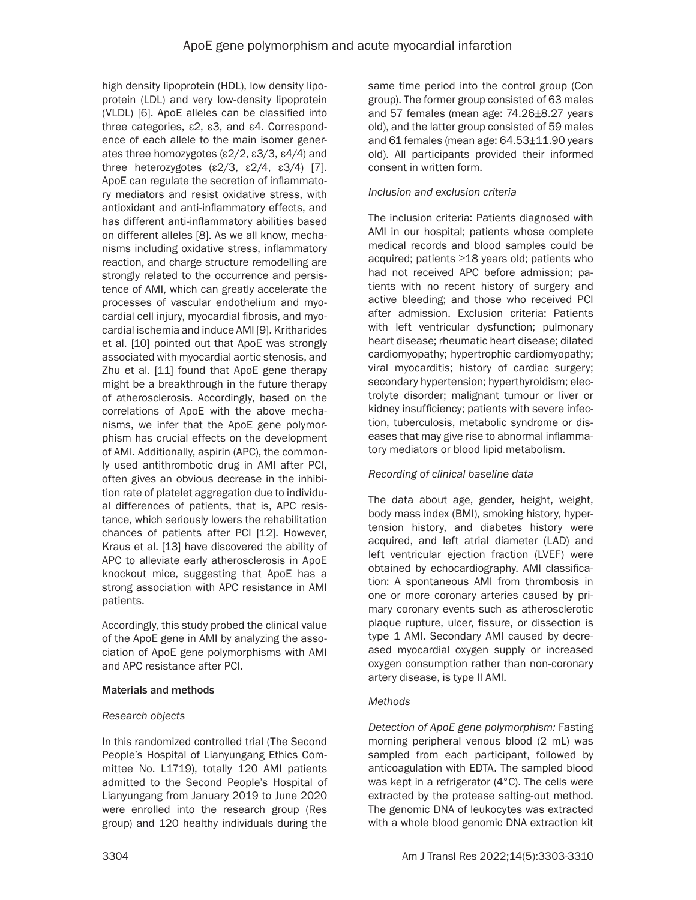high density lipoprotein (HDL), low density lipoprotein (LDL) and very low-density lipoprotein (VLDL) [6]. ApoE alleles can be classified into three categories, ε2, ε3, and ε4. Correspondence of each allele to the main isomer generates three homozygotes (ε2/2, ε3/3, ε4/4) and three heterozygotes (ε2/3, ε2/4, ε3/4) [7]. ApoE can regulate the secretion of inflammatory mediators and resist oxidative stress, with antioxidant and anti-inflammatory effects, and has different anti-inflammatory abilities based on different alleles [8]. As we all know, mechanisms including oxidative stress, inflammatory reaction, and charge structure remodelling are strongly related to the occurrence and persistence of AMI, which can greatly accelerate the processes of vascular endothelium and myocardial cell injury, myocardial fibrosis, and myocardial ischemia and induce AMI [9]. Kritharides et al. [10] pointed out that ApoE was strongly associated with myocardial aortic stenosis, and Zhu et al. [11] found that ApoE gene therapy might be a breakthrough in the future therapy of atherosclerosis. Accordingly, based on the correlations of ApoE with the above mechanisms, we infer that the ApoE gene polymorphism has crucial effects on the development of AMI. Additionally, aspirin (APC), the commonly used antithrombotic drug in AMI after PCI, often gives an obvious decrease in the inhibition rate of platelet aggregation due to individual differences of patients, that is, APC resistance, which seriously lowers the rehabilitation chances of patients after PCI [12]. However, Kraus et al. [13] have discovered the ability of APC to alleviate early atherosclerosis in ApoE knockout mice, suggesting that ApoE has a strong association with APC resistance in AMI patients.

Accordingly, this study probed the clinical value of the ApoE gene in AMI by analyzing the association of ApoE gene polymorphisms with AMI and APC resistance after PCI.

## Materials and methods

### *Research objects*

In this randomized controlled trial (The Second People's Hospital of Lianyungang Ethics Committee No. L1719), totally 120 AMI patients admitted to the Second People's Hospital of Lianyungang from January 2019 to June 2020 were enrolled into the research group (Res group) and 120 healthy individuals during the same time period into the control group (Con group). The former group consisted of 63 males and 57 females (mean age: 74.26±8.27 years old), and the latter group consisted of 59 males and 61 females (mean age: 64.53±11.90 years old). All participants provided their informed consent in written form.

### *Inclusion and exclusion criteria*

The inclusion criteria: Patients diagnosed with AMI in our hospital; patients whose complete medical records and blood samples could be acquired; patients ≥18 years old; patients who had not received APC before admission; patients with no recent history of surgery and active bleeding; and those who received PCI after admission. Exclusion criteria: Patients with left ventricular dysfunction; pulmonary heart disease; rheumatic heart disease; dilated cardiomyopathy; hypertrophic cardiomyopathy; viral myocarditis; history of cardiac surgery; secondary hypertension; hyperthyroidism; electrolyte disorder; malignant tumour or liver or kidney insufficiency; patients with severe infection, tuberculosis, metabolic syndrome or diseases that may give rise to abnormal inflammatory mediators or blood lipid metabolism.

### *Recording of clinical baseline data*

The data about age, gender, height, weight, body mass index (BMI), smoking history, hypertension history, and diabetes history were acquired, and left atrial diameter (LAD) and left ventricular ejection fraction (LVEF) were obtained by echocardiography. AMI classification: A spontaneous AMI from thrombosis in one or more coronary arteries caused by primary coronary events such as atherosclerotic plaque rupture, ulcer, fissure, or dissection is type 1 AMI. Secondary AMI caused by decreased myocardial oxygen supply or increased oxygen consumption rather than non-coronary artery disease, is type II AMI.

### *Methods*

*Detection of ApoE gene polymorphism:* Fasting morning peripheral venous blood (2 mL) was sampled from each participant, followed by anticoagulation with EDTA. The sampled blood was kept in a refrigerator (4°C). The cells were extracted by the protease salting-out method. The genomic DNA of leukocytes was extracted with a whole blood genomic DNA extraction kit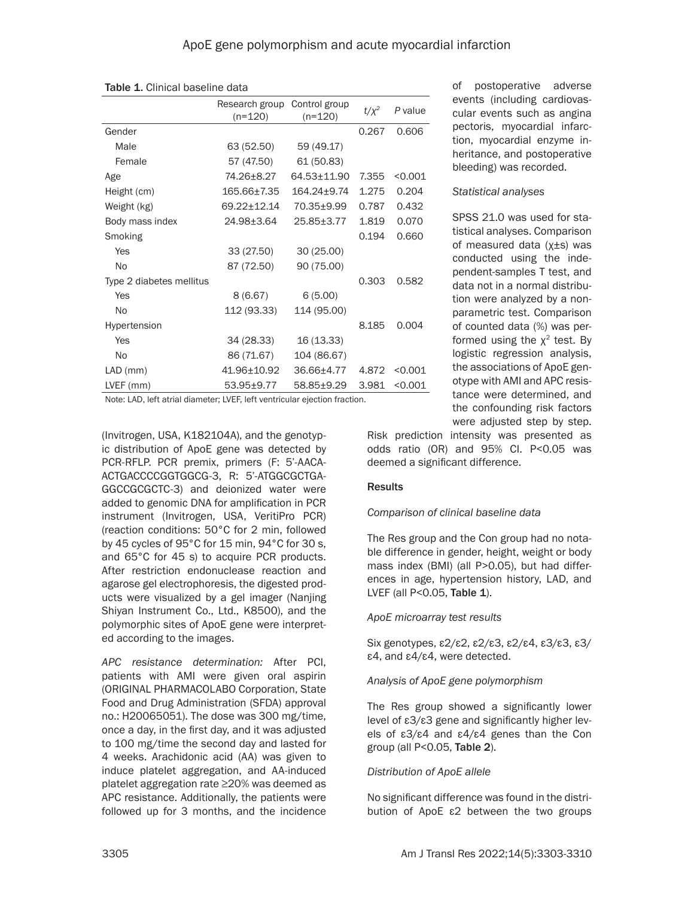Table 1. Clinical baseline data

| | Research group (n=120) | Control group (n=120) | $t/\chi^2$ | P value |
|---|---|---|---|---|
| Gender | | | 0.267 | 0.606 |
| Male | 63 (52.50) | 59 (49.17) | | |
| Female | 57 (47.50) | 61 (50.83) | | |
| Age | 74.26±8.27 | 64.53±11.90 | 7.355 | <0.001 |
| Height (cm) | 165.66±7.35 | 164.24±9.74 | 1.275 | 0.204 |
| Weight (kg) | 69.22±12.14 | 70.35±9.99 | 0.787 | 0.432 |
| Body mass index | 24.98±3.64 | 25.85±3.77 | 1.819 | 0.070 |
| Smoking | | | 0.194 | 0.660 |
| Yes | 33 (27.50) | 30 (25.00) | | |
| No | 87 (72.50) | 90 (75.00) | | |
| Type 2 diabetes mellitus | | | 0.303 | 0.582 |
| Yes | 8 (6.67) | 6 (5.00) | | |
| No | 112 (93.33) | 114 (95.00) | | |
| Hypertension | | | 8.185 | 0.004 |
| Yes | 34 (28.33) | 16 (13.33) | | |
| No | 86 (71.67) | 104 (86.67) | | |
| LAD (mm) | 41.96±10.92 | 36.66±4.77 | 4.872 | <0.001 |
| LVEF (mm) | 53.95±9.77 | 58.85±9.29 | 3.981 | <0.001 |

Note: LAD, left atrial diameter; LVEF, left ventricular ejection fraction.

(Invitrogen, USA, K182104A), and the genotypic distribution of ApoE gene was detected by PCR-RFLP. PCR premix, primers (F: 5'-AACA-ACTGACCCCGGTGGCG-3, R: 5'-ATGGCGCTGA-GGCCGCGCTC-3) and deionized water were added to genomic DNA for amplification in PCR instrument (Invitrogen, USA, VeritiPro PCR) (reaction conditions: 50°C for 2 min, followed by 45 cycles of 95°C for 15 min, 94°C for 30 s, and 65°C for 45 s) to acquire PCR products. After restriction endonuclease reaction and agarose gel electrophoresis, the digested products were visualized by a gel imager (Nanjing Shiyan Instrument Co., Ltd., K8500), and the polymorphic sites of ApoE gene were interpreted according to the images.

*APC resistance determination:* After PCI, patients with AMI were given oral aspirin (ORIGINAL PHARMACOLABO Corporation, State Food and Drug Administration (SFDA) approval no.: H20065051). The dose was 300 mg/time, once a day, in the first day, and it was adjusted to 100 mg/time the second day and lasted for 4 weeks. Arachidonic acid (AA) was given to induce platelet aggregation, and AA-induced platelet aggregation rate ≥20% was deemed as APC resistance. Additionally, the patients were followed up for 3 months, and the incidence of postoperative adverse events (including cardiovascular events such as angina pectoris, myocardial infarction, myocardial enzyme inheritance, and postoperative bleeding) was recorded.

*Statistical analyses*

SPSS 21.0 was used for statistical analyses. Comparison of measured data (χ±s) was conducted using the independent-samples T test, and data not in a normal distribution were analyzed by a non-parametric test. Comparison of counted data (%) was performed using the $\chi^2$ test. By logistic regression analysis, the associations of ApoE genotype with AMI and APC resistance were determined, and the confounding risk factors were adjusted step by step. Risk prediction intensity was presented as odds ratio (OR) and 95% CI. P<0.05 was deemed a significant difference.

## Results

*Comparison of clinical baseline data*

The Res group and the Con group had no notable difference in gender, height, weight or body mass index (BMI) (all P>0.05), but had differences in age, hypertension history, LAD, and LVEF (all P<0.05, **Table 1**).

*ApoE microarray test results*

Six genotypes, ε2/ε2, ε2/ε3, ε2/ε4, ε3/ε3, ε3/ε4, and ε4/ε4, were detected.

*Analysis of ApoE gene polymorphism*

The Res group showed a significantly lower level of ε3/ε3 gene and significantly higher levels of ε3/ε4 and ε4/ε4 genes than the Con group (all P<0.05, **Table 2**).

*Distribution of ApoE allele*

No significant difference was found in the distribution of ApoE ε2 between the two groups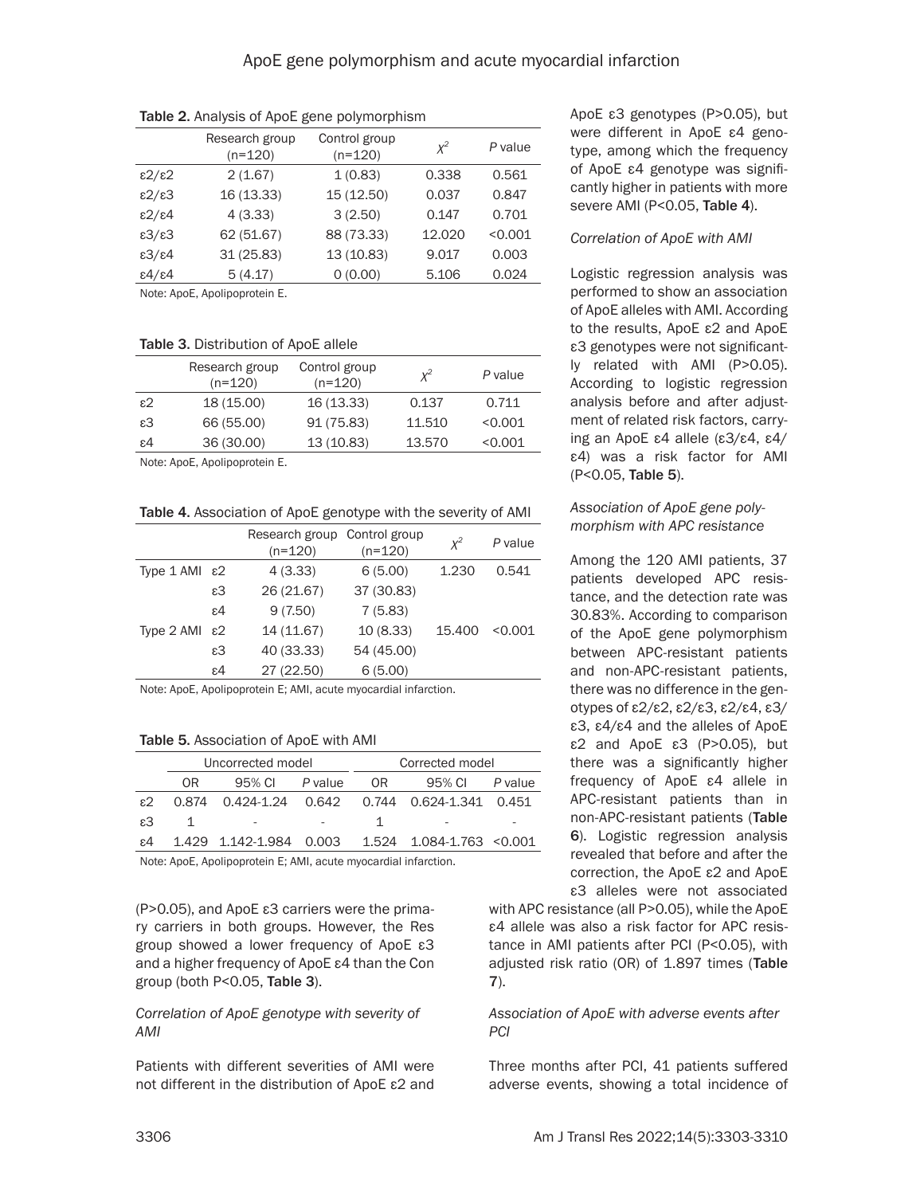Table 2. Analysis of ApoE gene polymorphism

| | Research group (n=120) | Control group (n=120) | $X^2$ | *P* value |
|---|---|---|---|---|
| ε2/ε2 | 2 (1.67) | 1 (0.83) | 0.338 | 0.561 |
| ε2/ε3 | 16 (13.33) | 15 (12.50) | 0.037 | 0.847 |
| ε2/ε4 | 4 (3.33) | 3 (2.50) | 0.147 | 0.701 |
| ε3/ε3 | 62 (51.67) | 88 (73.33) | 12.020 | <0.001 |
| ε3/ε4 | 31 (25.83) | 13 (10.83) | 9.017 | 0.003 |
| ε4/ε4 | 5 (4.17) | 0 (0.00) | 5.106 | 0.024 |

Note: ApoE, Apolipoprotein E.

Table 3. Distribution of ApoE allele

| | Research group (n=120) | Control group (n=120) | $X^2$ | *P* value |
|---|---|---|---|---|
| ε2 | 18 (15.00) | 16 (13.33) | 0.137 | 0.711 |
| ε3 | 66 (55.00) | 91 (75.83) | 11.510 | <0.001 |
| ε4 | 36 (30.00) | 13 (10.83) | 13.570 | <0.001 |

Note: ApoE, Apolipoprotein E.

Table 4. Association of ApoE genotype with the severity of AMI

| | | Research group (n=120) | Control group (n=120) | $X^2$ | *P* value |
|---|---|---|---|---|---|
| Type 1 AMI | ε2 | 4 (3.33) | 6 (5.00) | 1.230 | 0.541 |
| | ε3 | 26 (21.67) | 37 (30.83) | | |
| | ε4 | 9 (7.50) | 7 (5.83) | | |
| Type 2 AMI | ε2 | 14 (11.67) | 10 (8.33) | 15.400 | <0.001 |
| | ε3 | 40 (33.33) | 54 (45.00) | | |
| | ε4 | 27 (22.50) | 6 (5.00) | | |

Note: ApoE, Apolipoprotein E; AMI, acute myocardial infarction.

Table 5. Association of ApoE with AMI

| | Uncorrected model | | | Corrected model | | |
|---|---|---|---|---|---|---|
| | OR | 95% CI | *P* value | OR | 95% CI | *P* value |
| ε2 | 0.874 | 0.424-1.24 | 0.642 | 0.744 | 0.624-1.341 | 0.451 |
| ε3 | 1 | - | - | 1 | - | - |
| ε4 | 1.429 | 1.142-1.984 | 0.003 | 1.524 | 1.084-1.763 | <0.001 |

Note: ApoE, Apolipoprotein E; AMI, acute myocardial infarction.

(P>0.05), and ApoE ε3 carriers were the primary carriers in both groups. However, the Res group showed a lower frequency of ApoE ε3 and a higher frequency of ApoE ε4 than the Con group (both P<0.05, **Table 3**).

*Correlation of ApoE genotype with severity of AMI*

Patients with different severities of AMI were not different in the distribution of ApoE ε2 and ApoE ε3 genotypes (P>0.05), but were different in ApoE ε4 genotype, among which the frequency of ApoE ε4 genotype was significantly higher in patients with more severe AMI (P<0.05, **Table 4**).

*Correlation of ApoE with AMI*

Logistic regression analysis was performed to show an association of ApoE alleles with AMI. According to the results, ApoE ε2 and ApoE ε3 genotypes were not significantly related with AMI (P>0.05). According to logistic regression analysis before and after adjustment of related risk factors, carrying an ApoE ε4 allele (ε3/ε4, ε4/ε4) was a risk factor for AMI (P<0.05, **Table 5**).

*Association of ApoE gene polymorphism with APC resistance*

Among the 120 AMI patients, 37 patients developed APC resistance, and the detection rate was 30.83%. According to comparison of the ApoE gene polymorphism between APC-resistant patients and non-APC-resistant patients, there was no difference in the genotypes of ε2/ε2, ε2/ε3, ε2/ε4, ε3/ε3, ε4/ε4 and the alleles of ApoE ε2 and ApoE ε3 (P>0.05), but there was a significantly higher frequency of ApoE ε4 allele in APC-resistant patients than in non-APC-resistant patients (**Table 6**). Logistic regression analysis revealed that before and after the correction, the ApoE ε2 and ApoE ε3 alleles were not associated with APC resistance (all P>0.05), while the ApoE ε4 allele was also a risk factor for APC resistance in AMI patients after PCI (P<0.05), with adjusted risk ratio (OR) of 1.897 times (**Table 7**).

*Association of ApoE with adverse events after PCI*

Three months after PCI, 41 patients suffered adverse events, showing a total incidence of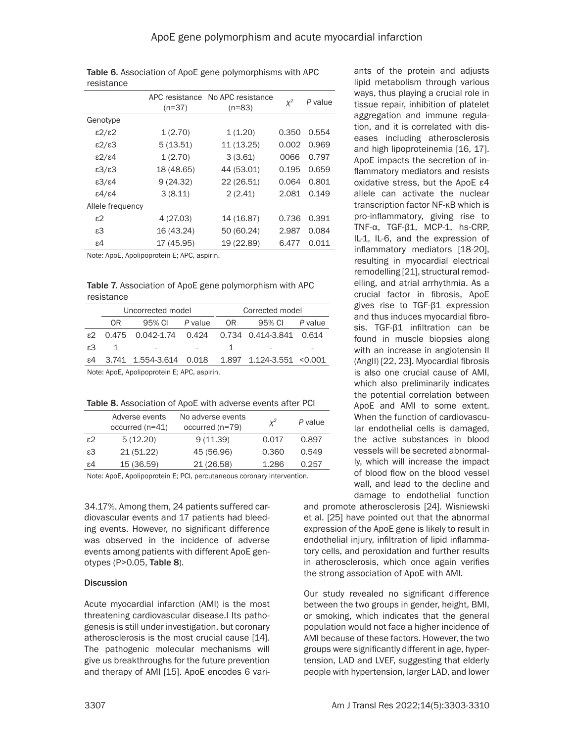**Table 6.** Association of ApoE gene polymorphisms with APC resistance

| | APC resistance (n=37) | No APC resistance (n=83) | $\chi^2$ | *P* value |
|---|---|---|---|---|
| Genotype | | | | |
| ε2/ε2 | 1 (2.70) | 1 (1.20) | 0.350 | 0.554 |
| ε2/ε3 | 5 (13.51) | 11 (13.25) | 0.002 | 0.969 |
| ε2/ε4 | 1 (2.70) | 3 (3.61) | 0066 | 0.797 |
| ε3/ε3 | 18 (48.65) | 44 (53.01) | 0.195 | 0.659 |
| ε3/ε4 | 9 (24.32) | 22 (26.51) | 0.064 | 0.801 |
| ε4/ε4 | 3 (8.11) | 2 (2.41) | 2.081 | 0.149 |
| Allele frequency | | | | |
| ε2 | 4 (27.03) | 14 (16.87) | 0.736 | 0.391 |
| ε3 | 16 (43.24) | 50 (60.24) | 2.987 | 0.084 |
| ε4 | 17 (45.95) | 19 (22.89) | 6.477 | 0.011 |

Note: ApoE, Apolipoprotein E; APC, aspirin.

**Table 7.** Association of ApoE gene polymorphism with APC resistance

| | Uncorrected model | | | Corrected model | | |
|---|---|---|---|---|---|---|
| | OR | 95% CI | *P* value | OR | 95% CI | *P* value |
| ε2 | 0.475 | 0.042-1.74 | 0.424 | 0.734 | 0.414-3.841 | 0.614 |
| ε3 | 1 | - | - | 1 | - | - |
| ε4 | 3.741 | 1.554-3.614 | 0.018 | 1.897 | 1.124-3.551 | <0.001 |

Note: ApoE, Apolipoprotein E; APC, aspirin.

**Table 8.** Association of ApoE with adverse events after PCI

| | Adverse events occurred (n=41) | No adverse events occurred (n=79) | $\chi^2$ | *P* value |
|---|---|---|---|---|
| ε2 | 5 (12.20) | 9 (11.39) | 0.017 | 0.897 |
| ε3 | 21 (51.22) | 45 (56.96) | 0.360 | 0.549 |
| ε4 | 15 (36.59) | 21 (26.58) | 1.286 | 0.257 |

Note: ApoE, Apolipoprotein E; PCI, percutaneous coronary intervention.

34.17%. Among them, 24 patients suffered cardiovascular events and 17 patients had bleeding events. However, no significant difference was observed in the incidence of adverse events among patients with different ApoE genotypes (P>0.05, **Table 8**).

## Discussion

Acute myocardial infarction (AMI) is the most threatening cardiovascular disease.I Its pathogenesis is still under investigation, but coronary atherosclerosis is the most crucial cause [14]. The pathogenic molecular mechanisms will give us breakthroughs for the future prevention and therapy of AMI [15]. ApoE encodes 6 variants of the protein and adjusts lipid metabolism through various ways, thus playing a crucial role in tissue repair, inhibition of platelet aggregation and immune regulation, and it is correlated with diseases including atherosclerosis and high lipoproteinemia [16, 17]. ApoE impacts the secretion of inflammatory mediators and resists oxidative stress, but the ApoE ε4 allele can activate the nuclear transcription factor NF-κB which is pro-inflammatory, giving rise to TNF-α, TGF-β1, MCP-1, hs-CRP, IL-1, IL-6, and the expression of inflammatory mediators [18-20], resulting in myocardial electrical remodelling [21], structural remodelling, and atrial arrhythmia. As a crucial factor in fibrosis, ApoE gives rise to TGF-β1 expression and thus induces myocardial fibrosis. TGF-β1 infiltration can be found in muscle biopsies along with an increase in angiotensin II (AngII) [22, 23]. Myocardial fibrosis is also one crucial cause of AMI, which also preliminarily indicates the potential correlation between ApoE and AMI to some extent. When the function of cardiovascular endothelial cells is damaged, the active substances in blood vessels will be secreted abnormally, which will increase the impact of blood flow on the blood vessel wall, and lead to the decline and damage to endothelial function and promote atherosclerosis [24]. Wisniewski et al. [25] have pointed out that the abnormal expression of the ApoE gene is likely to result in endothelial injury, infiltration of lipid inflammatory cells, and peroxidation and further results in atherosclerosis, which once again verifies the strong association of ApoE with AMI.

Our study revealed no significant difference between the two groups in gender, height, BMI, or smoking, which indicates that the general population would not face a higher incidence of AMI because of these factors. However, the two groups were significantly different in age, hypertension, LAD and LVEF, suggesting that elderly people with hypertension, larger LAD, and lower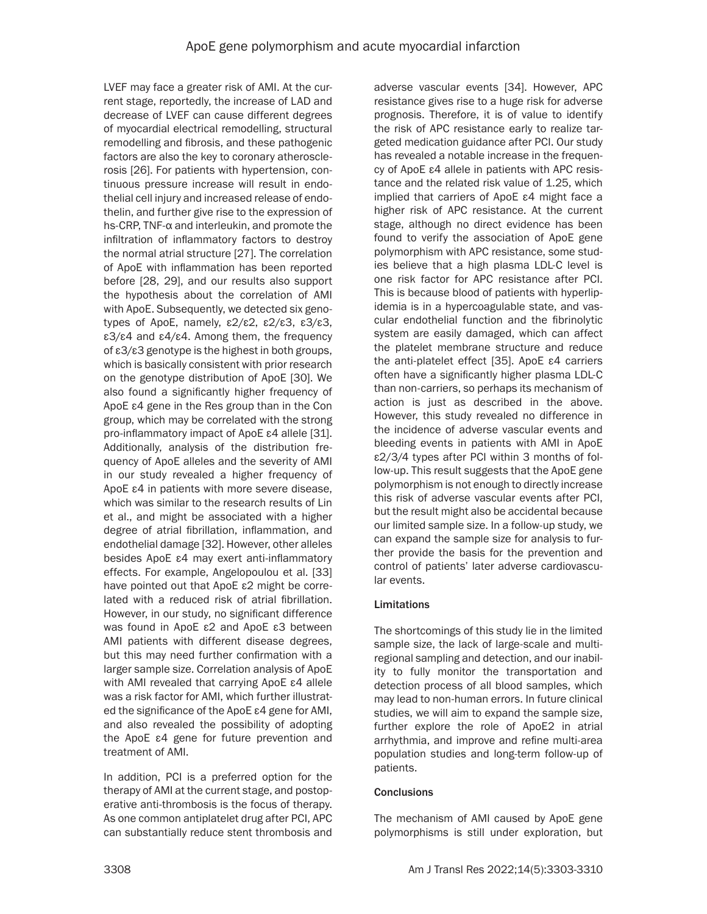LVEF may face a greater risk of AMI. At the current stage, reportedly, the increase of LAD and decrease of LVEF can cause different degrees of myocardial electrical remodelling, structural remodelling and fibrosis, and these pathogenic factors are also the key to coronary atherosclerosis [26]. For patients with hypertension, continuous pressure increase will result in endothelial cell injury and increased release of endothelin, and further give rise to the expression of hs-CRP, TNF-α and interleukin, and promote the infiltration of inflammatory factors to destroy the normal atrial structure [27]. The correlation of ApoE with inflammation has been reported before [28, 29], and our results also support the hypothesis about the correlation of AMI with ApoE. Subsequently, we detected six genotypes of ApoE, namely, ε2/ε2, ε2/ε3, ε3/ε3, ε3/ε4 and ε4/ε4. Among them, the frequency of ε3/ε3 genotype is the highest in both groups, which is basically consistent with prior research on the genotype distribution of ApoE [30]. We also found a significantly higher frequency of ApoE ε4 gene in the Res group than in the Con group, which may be correlated with the strong pro-inflammatory impact of ApoE ε4 allele [31]. Additionally, analysis of the distribution frequency of ApoE alleles and the severity of AMI in our study revealed a higher frequency of ApoE ε4 in patients with more severe disease, which was similar to the research results of Lin et al., and might be associated with a higher degree of atrial fibrillation, inflammation, and endothelial damage [32]. However, other alleles besides ApoE ε4 may exert anti-inflammatory effects. For example, Angelopoulou et al. [33] have pointed out that ApoE ε2 might be correlated with a reduced risk of atrial fibrillation. However, in our study, no significant difference was found in ApoE ε2 and ApoE ε3 between AMI patients with different disease degrees, but this may need further confirmation with a larger sample size. Correlation analysis of ApoE with AMI revealed that carrying ApoE ε4 allele was a risk factor for AMI, which further illustrated the significance of the ApoE ε4 gene for AMI, and also revealed the possibility of adopting the ApoE ε4 gene for future prevention and treatment of AMI.

In addition, PCI is a preferred option for the therapy of AMI at the current stage, and postoperative anti-thrombosis is the focus of therapy. As one common antiplatelet drug after PCI, APC can substantially reduce stent thrombosis and adverse vascular events [34]. However, APC resistance gives rise to a huge risk for adverse prognosis. Therefore, it is of value to identify the risk of APC resistance early to realize targeted medication guidance after PCI. Our study has revealed a notable increase in the frequency of ApoE ε4 allele in patients with APC resistance and the related risk value of 1.25, which implied that carriers of ApoE ε4 might face a higher risk of APC resistance. At the current stage, although no direct evidence has been found to verify the association of ApoE gene polymorphism with APC resistance, some studies believe that a high plasma LDL-C level is one risk factor for APC resistance after PCI. This is because blood of patients with hyperlipidemia is in a hypercoagulable state, and vascular endothelial function and the fibrinolytic system are easily damaged, which can affect the platelet membrane structure and reduce the anti-platelet effect [35]. ApoE ε4 carriers often have a significantly higher plasma LDL-C than non-carriers, so perhaps its mechanism of action is just as described in the above. However, this study revealed no difference in the incidence of adverse vascular events and bleeding events in patients with AMI in ApoE ε2/3/4 types after PCI within 3 months of follow-up. This result suggests that the ApoE gene polymorphism is not enough to directly increase this risk of adverse vascular events after PCI, but the result might also be accidental because our limited sample size. In a follow-up study, we can expand the sample size for analysis to further provide the basis for the prevention and control of patients' later adverse cardiovascular events.

### Limitations

The shortcomings of this study lie in the limited sample size, the lack of large-scale and multi-regional sampling and detection, and our inability to fully monitor the transportation and detection process of all blood samples, which may lead to non-human errors. In future clinical studies, we will aim to expand the sample size, further explore the role of ApoE2 in atrial arrhythmia, and improve and refine multi-area population studies and long-term follow-up of patients.

### Conclusions

The mechanism of AMI caused by ApoE gene polymorphisms is still under exploration, but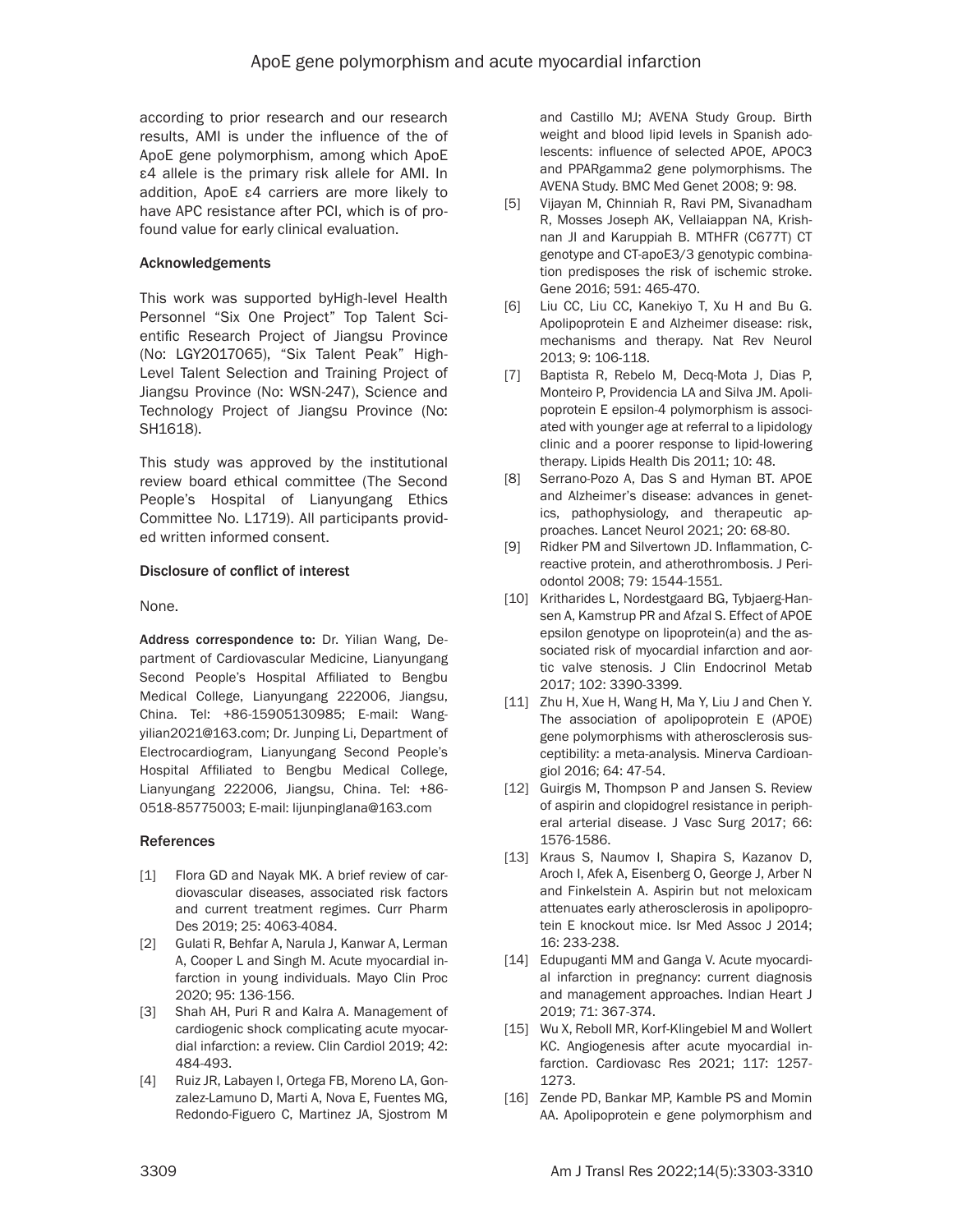according to prior research and our research results, AMI is under the influence of the of ApoE gene polymorphism, among which ApoE ε4 allele is the primary risk allele for AMI. In addition, ApoE ε4 carriers are more likely to have APC resistance after PCI, which is of profound value for early clinical evaluation.

### Acknowledgements

This work was supported byHigh-level Health Personnel "Six One Project" Top Talent Scientific Research Project of Jiangsu Province (No: LGY2017065), "Six Talent Peak" High-Level Talent Selection and Training Project of Jiangsu Province (No: WSN-247), Science and Technology Project of Jiangsu Province (No: SH1618).

This study was approved by the institutional review board ethical committee (The Second People's Hospital of Lianyungang Ethics Committee No. L1719). All participants provided written informed consent.

### Disclosure of conflict of interest

None.

**Address correspondence to:** Dr. Yilian Wang, Department of Cardiovascular Medicine, Lianyungang Second People's Hospital Affiliated to Bengbu Medical College, Lianyungang 222006, Jiangsu, China. Tel: +86-15905130985; E-mail: Wangyilian2021@163.com; Dr. Junping Li, Department of Electrocardiogram, Lianyungang Second People's Hospital Affiliated to Bengbu Medical College, Lianyungang 222006, Jiangsu, China. Tel: +86-0518-85775003; E-mail: lijunpinglana@163.com

### References

[1] Flora GD and Nayak MK. A brief review of cardiovascular diseases, associated risk factors and current treatment regimes. Curr Pharm Des 2019; 25: 4063-4084.

[2] Gulati R, Behfar A, Narula J, Kanwar A, Lerman A, Cooper L and Singh M. Acute myocardial infarction in young individuals. Mayo Clin Proc 2020; 95: 136-156.

[3] Shah AH, Puri R and Kalra A. Management of cardiogenic shock complicating acute myocardial infarction: a review. Clin Cardiol 2019; 42: 484-493.

[4] Ruiz JR, Labayen I, Ortega FB, Moreno LA, Gonzalez-Lamuno D, Marti A, Nova E, Fuentes MG, Redondo-Figuero C, Martinez JA, Sjostrom M and Castillo MJ; AVENA Study Group. Birth weight and blood lipid levels in Spanish adolescents: influence of selected APOE, APOC3 and PPARgamma2 gene polymorphisms. The AVENA Study. BMC Med Genet 2008; 9: 98.

[5] Vijayan M, Chinniah R, Ravi PM, Sivanadham R, Mosses Joseph AK, Vellaiappan NA, Krishnan JI and Karuppiah B. MTHFR (C677T) CT genotype and CT-apoE3/3 genotypic combination predisposes the risk of ischemic stroke. Gene 2016; 591: 465-470.

[6] Liu CC, Liu CC, Kanekiyo T, Xu H and Bu G. Apolipoprotein E and Alzheimer disease: risk, mechanisms and therapy. Nat Rev Neurol 2013; 9: 106-118.

[7] Baptista R, Rebelo M, Decq-Mota J, Dias P, Monteiro P, Providencia LA and Silva JM. Apolipoprotein E epsilon-4 polymorphism is associated with younger age at referral to a lipidology clinic and a poorer response to lipid-lowering therapy. Lipids Health Dis 2011; 10: 48.

[8] Serrano-Pozo A, Das S and Hyman BT. APOE and Alzheimer's disease: advances in genetics, pathophysiology, and therapeutic approaches. Lancet Neurol 2021; 20: 68-80.

[9] Ridker PM and Silvertown JD. Inflammation, C-reactive protein, and atherothrombosis. J Periodontol 2008; 79: 1544-1551.

[10] Kritharides L, Nordestgaard BG, Tybjaerg-Hansen A, Kamstrup PR and Afzal S. Effect of APOE epsilon genotype on lipoprotein(a) and the associated risk of myocardial infarction and aortic valve stenosis. J Clin Endocrinol Metab 2017; 102: 3390-3399.

[11] Zhu H, Xue H, Wang H, Ma Y, Liu J and Chen Y. The association of apolipoprotein E (APOE) gene polymorphisms with atherosclerosis susceptibility: a meta-analysis. Minerva Cardioangiol 2016; 64: 47-54.

[12] Guirgis M, Thompson P and Jansen S. Review of aspirin and clopidogrel resistance in peripheral arterial disease. J Vasc Surg 2017; 66: 1576-1586.

[13] Kraus S, Naumov I, Shapira S, Kazanov D, Aroch I, Afek A, Eisenberg O, George J, Arber N and Finkelstein A. Aspirin but not meloxicam attenuates early atherosclerosis in apolipoprotein E knockout mice. Isr Med Assoc J 2014; 16: 233-238.

[14] Edupuganti MM and Ganga V. Acute myocardial infarction in pregnancy: current diagnosis and management approaches. Indian Heart J 2019; 71: 367-374.

[15] Wu X, Reboll MR, Korf-Klingebiel M and Wollert KC. Angiogenesis after acute myocardial infarction. Cardiovasc Res 2021; 117: 1257-1273.

[16] Zende PD, Bankar MP, Kamble PS and Momin AA. Apolipoprotein e gene polymorphism and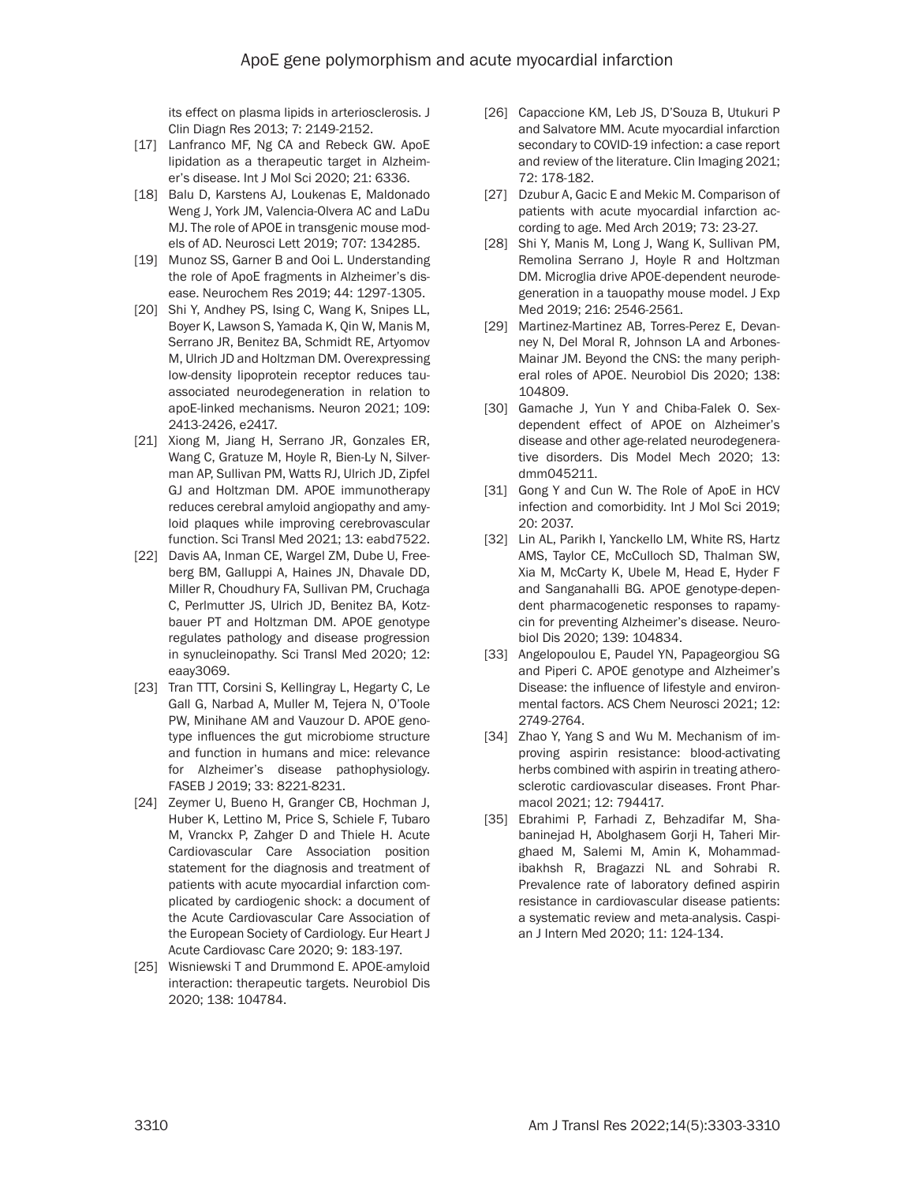its effect on plasma lipids in arteriosclerosis. J Clin Diagn Res 2013; 7: 2149-2152.

[17] Lanfranco MF, Ng CA and Rebeck GW. ApoE lipidation as a therapeutic target in Alzheimer's disease. Int J Mol Sci 2020; 21: 6336.

[18] Balu D, Karstens AJ, Loukenas E, Maldonado Weng J, York JM, Valencia-Olvera AC and LaDu MJ. The role of APOE in transgenic mouse models of AD. Neurosci Lett 2019; 707: 134285.

[19] Munoz SS, Garner B and Ooi L. Understanding the role of ApoE fragments in Alzheimer's disease. Neurochem Res 2019; 44: 1297-1305.

[20] Shi Y, Andhey PS, Ising C, Wang K, Snipes LL, Boyer K, Lawson S, Yamada K, Qin W, Manis M, Serrano JR, Benitez BA, Schmidt RE, Artyomov M, Ulrich JD and Holtzman DM. Overexpressing low-density lipoprotein receptor reduces tau-associated neurodegeneration in relation to apoE-linked mechanisms. Neuron 2021; 109: 2413-2426, e2417.

[21] Xiong M, Jiang H, Serrano JR, Gonzales ER, Wang C, Gratuze M, Hoyle R, Bien-Ly N, Silverman AP, Sullivan PM, Watts RJ, Ulrich JD, Zipfel GJ and Holtzman DM. APOE immunotherapy reduces cerebral amyloid angiopathy and amyloid plaques while improving cerebrovascular function. Sci Transl Med 2021; 13: eabd7522.

[22] Davis AA, Inman CE, Wargel ZM, Dube U, Freeberg BM, Galluppi A, Haines JN, Dhavale DD, Miller R, Choudhury FA, Sullivan PM, Cruchaga C, Perlmutter JS, Ulrich JD, Benitez BA, Kotzbauer PT and Holtzman DM. APOE genotype regulates pathology and disease progression in synucleinopathy. Sci Transl Med 2020; 12: eaay3069.

[23] Tran TTT, Corsini S, Kellingray L, Hegarty C, Le Gall G, Narbad A, Muller M, Tejera N, O'Toole PW, Minihane AM and Vauzour D. APOE genotype influences the gut microbiome structure and function in humans and mice: relevance for Alzheimer's disease pathophysiology. FASEB J 2019; 33: 8221-8231.

[24] Zeymer U, Bueno H, Granger CB, Hochman J, Huber K, Lettino M, Price S, Schiele F, Tubaro M, Vranckx P, Zahger D and Thiele H. Acute Cardiovascular Care Association position statement for the diagnosis and treatment of patients with acute myocardial infarction complicated by cardiogenic shock: a document of the Acute Cardiovascular Care Association of the European Society of Cardiology. Eur Heart J Acute Cardiovasc Care 2020; 9: 183-197.

[25] Wisniewski T and Drummond E. APOE-amyloid interaction: therapeutic targets. Neurobiol Dis 2020; 138: 104784.

[26] Capaccione KM, Leb JS, D'Souza B, Utukuri P and Salvatore MM. Acute myocardial infarction secondary to COVID-19 infection: a case report and review of the literature. Clin Imaging 2021; 72: 178-182.

[27] Dzubur A, Gacic E and Mekic M. Comparison of patients with acute myocardial infarction according to age. Med Arch 2019; 73: 23-27.

[28] Shi Y, Manis M, Long J, Wang K, Sullivan PM, Remolina Serrano J, Hoyle R and Holtzman DM. Microglia drive APOE-dependent neurodegeneration in a tauopathy mouse model. J Exp Med 2019; 216: 2546-2561.

[29] Martinez-Martinez AB, Torres-Perez E, Devanney N, Del Moral R, Johnson LA and Arbones-Mainar JM. Beyond the CNS: the many peripheral roles of APOE. Neurobiol Dis 2020; 138: 104809.

[30] Gamache J, Yun Y and Chiba-Falek O. Sex-dependent effect of APOE on Alzheimer's disease and other age-related neurodegenerative disorders. Dis Model Mech 2020; 13: dmm045211.

[31] Gong Y and Cun W. The Role of ApoE in HCV infection and comorbidity. Int J Mol Sci 2019; 20: 2037.

[32] Lin AL, Parikh I, Yanckello LM, White RS, Hartz AMS, Taylor CE, McCulloch SD, Thalman SW, Xia M, McCarty K, Ubele M, Head E, Hyder F and Sanganahalli BG. APOE genotype-dependent pharmacogenetic responses to rapamycin for preventing Alzheimer's disease. Neurobiol Dis 2020; 139: 104834.

[33] Angelopoulou E, Paudel YN, Papageorgiou SG and Piperi C. APOE genotype and Alzheimer's Disease: the influence of lifestyle and environmental factors. ACS Chem Neurosci 2021; 12: 2749-2764.

[34] Zhao Y, Yang S and Wu M. Mechanism of improving aspirin resistance: blood-activating herbs combined with aspirin in treating atherosclerotic cardiovascular diseases. Front Pharmacol 2021; 12: 794417.

[35] Ebrahimi P, Farhadi Z, Behzadifar M, Shabaninejad H, Abolghasem Gorji H, Taheri Mirghaed M, Salemi M, Amin K, Mohammadibakhsh R, Bragazzi NL and Sohrabi R. Prevalence rate of laboratory defined aspirin resistance in cardiovascular disease patients: a systematic review and meta-analysis. Caspian J Intern Med 2020; 11: 124-134.